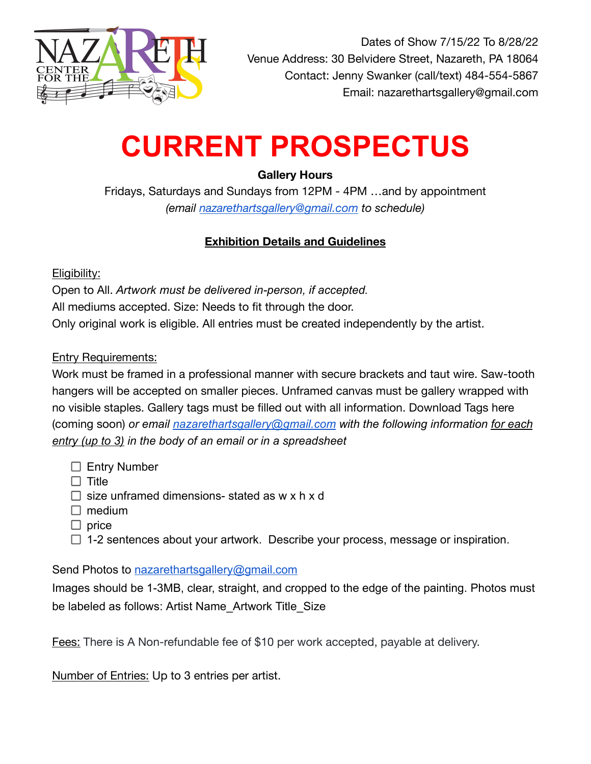NAZARETH CENTER FOR THE ARTS

Dates of Show 7/15/22 To 8/28/22
Venue Address: 30 Belvidere Street, Nazareth, PA 18064
Contact: Jenny Swanker (call/text) 484-554-5867
Email: nazarethartsgallery@gmail.com

# CURRENT PROSPECTUS

**Gallery Hours**

Fridays, Saturdays and Sundays from 12PM - 4PM …and by appointment
*(email nazarethartsgallery@gmail.com to schedule)*

## Exhibition Details and Guidelines

Eligibility:
Open to All. *Artwork must be delivered in-person, if accepted.*
All mediums accepted. Size: Needs to fit through the door.
Only original work is eligible. All entries must be created independently by the artist.

Entry Requirements:
Work must be framed in a professional manner with secure brackets and taut wire. Saw-tooth hangers will be accepted on smaller pieces. Unframed canvas must be gallery wrapped with no visible staples. Gallery tags must be filled out with all information. Download Tags here (coming soon) *or email nazarethartsgallery@gmail.com with the following information for each entry (up to 3) in the body of an email or in a spreadsheet*

- [ ] Entry Number
- [ ] Title
- [ ] size unframed dimensions- stated as w x h x d
- [ ] medium
- [ ] price
- [ ] 1-2 sentences about your artwork. Describe your process, message or inspiration.

Send Photos to nazarethartsgallery@gmail.com
Images should be 1-3MB, clear, straight, and cropped to the edge of the painting. Photos must be labeled as follows: Artist Name_Artwork Title_Size

Fees: There is A Non-refundable fee of $10 per work accepted, payable at delivery.

Number of Entries: Up to 3 entries per artist.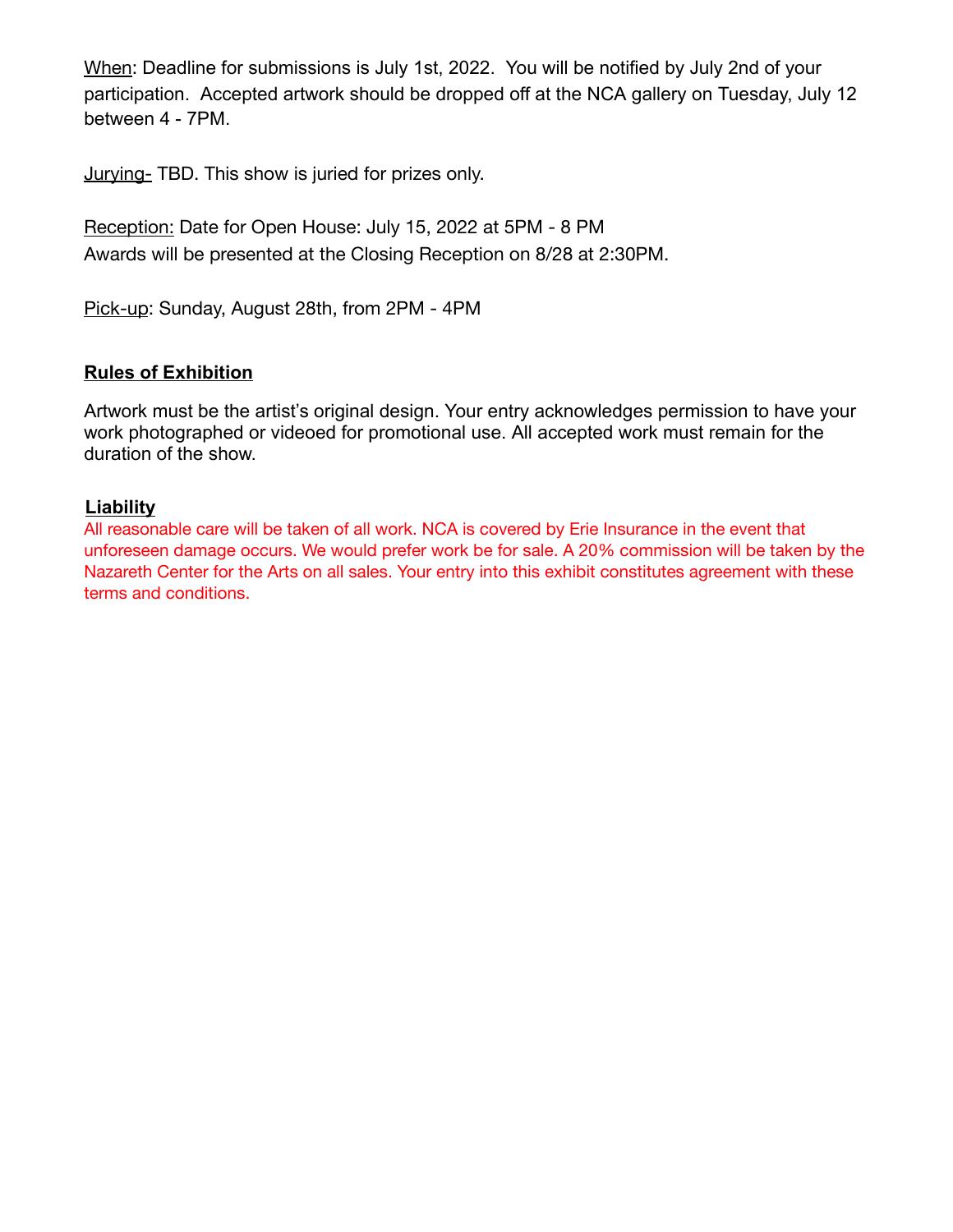When: Deadline for submissions is July 1st, 2022. You will be notified by July 2nd of your participation. Accepted artwork should be dropped off at the NCA gallery on Tuesday, July 12 between 4 - 7PM.

Jurying- TBD. This show is juried for prizes only.

Reception: Date for Open House: July 15, 2022 at 5PM - 8 PM
Awards will be presented at the Closing Reception on 8/28 at 2:30PM.

Pick-up: Sunday, August 28th, from 2PM - 4PM

## Rules of Exhibition

Artwork must be the artist's original design. Your entry acknowledges permission to have your work photographed or videoed for promotional use. All accepted work must remain for the duration of the show.

## Liability

All reasonable care will be taken of all work. NCA is covered by Erie Insurance in the event that unforeseen damage occurs. We would prefer work be for sale. A 20% commission will be taken by the Nazareth Center for the Arts on all sales. Your entry into this exhibit constitutes agreement with these terms and conditions.